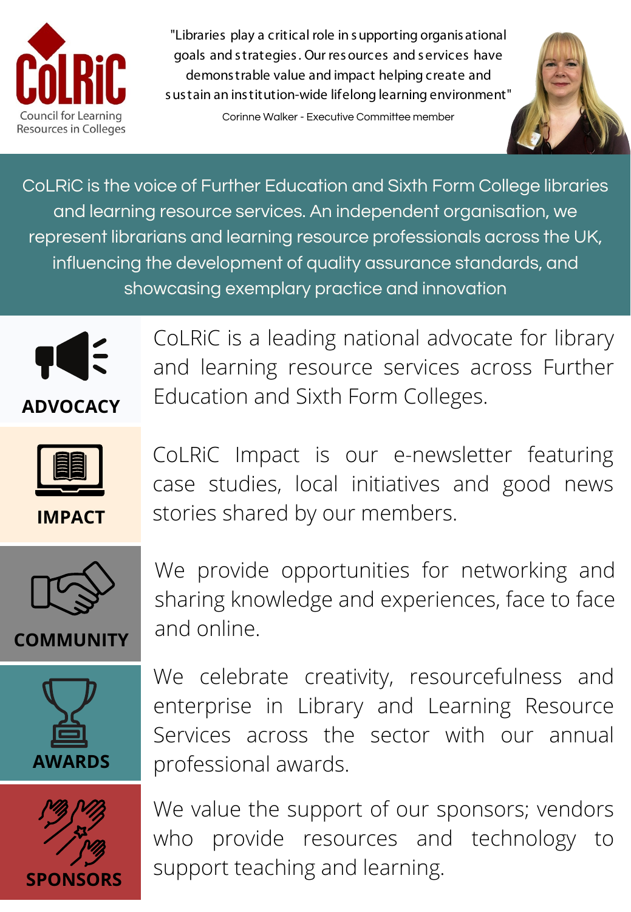**CoLRiC**

Council for Learning Resources in Colleges

"Libraries play a critical role in supporting organisational goals and strategies. Our resources and services have demonstrable value and impact helping create and sustain an institution-wide lifelong learning environment"

Corinne Walker - Executive Committee member

CoLRiC is the voice of Further Education and Sixth Form College libraries and learning resource services. An independent organisation, we represent librarians and learning resource professionals across the UK, influencing the development of quality assurance standards, and showcasing exemplary practice and innovation

## ADVOCACY

CoLRiC is a leading national advocate for library and learning resource services across Further Education and Sixth Form Colleges.

## IMPACT

CoLRiC Impact is our e-newsletter featuring case studies, local initiatives and good news stories shared by our members.

## COMMUNITY

We provide opportunities for networking and sharing knowledge and experiences, face to face and online.

## AWARDS

We celebrate creativity, resourcefulness and enterprise in Library and Learning Resource Services across the sector with our annual professional awards.

## SPONSORS

We value the support of our sponsors; vendors who provide resources and technology to support teaching and learning.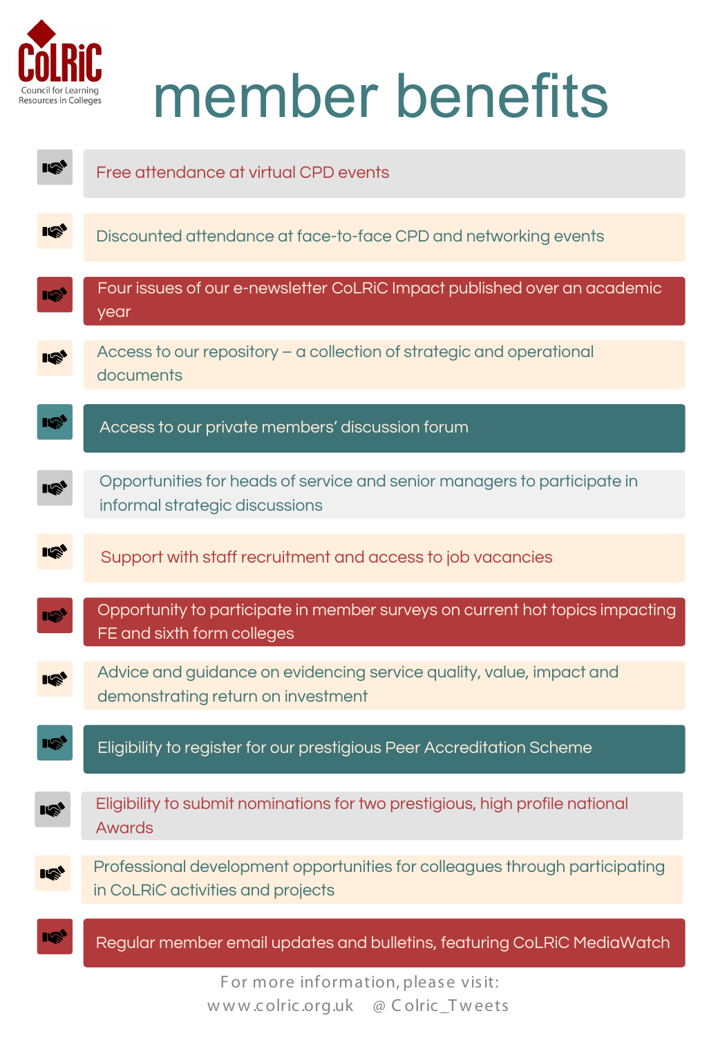CoLRiC

Council for Learning Resources in Colleges

# member benefits

- Free attendance at virtual CPD events
- Discounted attendance at face-to-face CPD and networking events
- Four issues of our e-newsletter CoLRiC Impact published over an academic year
- Access to our repository – a collection of strategic and operational documents
- Access to our private members' discussion forum
- Opportunities for heads of service and senior managers to participate in informal strategic discussions
- Support with staff recruitment and access to job vacancies
- Opportunity to participate in member surveys on current hot topics impacting FE and sixth form colleges
- Advice and guidance on evidencing service quality, value, impact and demonstrating return on investment
- Eligibility to register for our prestigious Peer Accreditation Scheme
- Eligibility to submit nominations for two prestigious, high profile national Awards
- Professional development opportunities for colleagues through participating in CoLRiC activities and projects
- Regular member email updates and bulletins, featuring CoLRiC MediaWatch

For more information, please visit:
www.colric.org.uk @Colric_Tweets